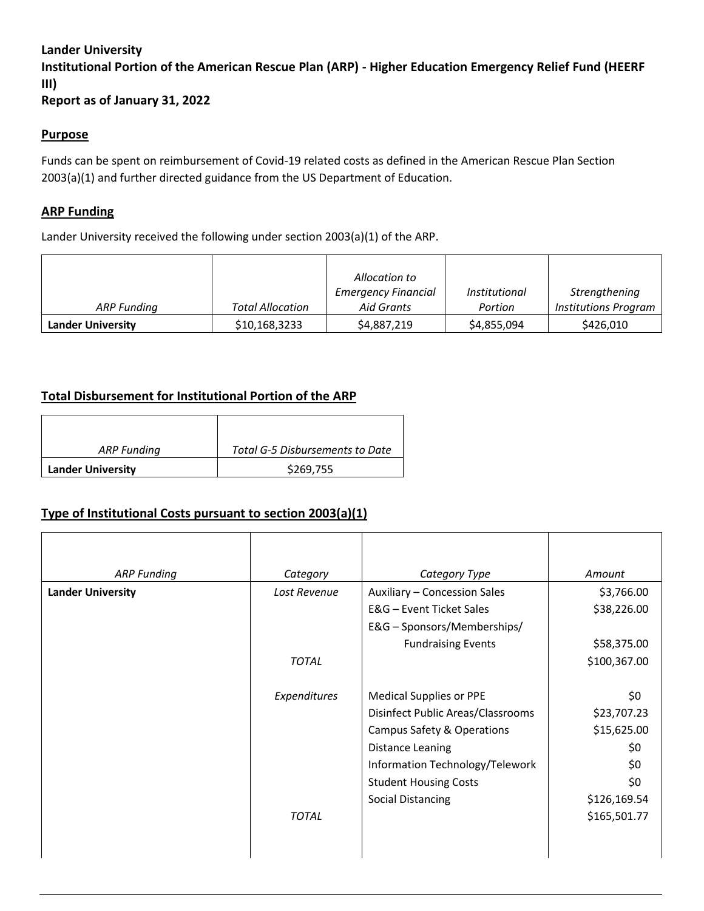**Lander University**
**Institutional Portion of the American Rescue Plan (ARP) - Higher Education Emergency Relief Fund (HEERF III)**
**Report as of January 31, 2022**

## Purpose

Funds can be spent on reimbursement of Covid-19 related costs as defined in the American Rescue Plan Section 2003(a)(1) and further directed guidance from the US Department of Education.

## ARP Funding

Lander University received the following under section 2003(a)(1) of the ARP.

| *ARP Funding* | *Total Allocation* | *Allocation to Emergency Financial Aid Grants* | *Institutional Portion* | *Strengthening Institutions Program* |
|---|---|---|---|---|
| **Lander University** | $10,168,3233 | $4,887,219 | $4,855,094 | $426,010 |

## Total Disbursement for Institutional Portion of the ARP

| *ARP Funding* | *Total G-5 Disbursements to Date* |
|---|---|
| **Lander University** | $269,755 |

## Type of Institutional Costs pursuant to section 2003(a)(1)

| *ARP Funding* | *Category* | *Category Type* | *Amount* |
|---|---|---|---|
| **Lander University** | *Lost Revenue* | Auxiliary – Concession Sales | $3,766.00 |
| | | E&G – Event Ticket Sales | $38,226.00 |
| | | E&G – Sponsors/Memberships/ Fundraising Events | $58,375.00 |
| | *TOTAL* | | $100,367.00 |
| | *Expenditures* | Medical Supplies or PPE | $0 |
| | | Disinfect Public Areas/Classrooms | $23,707.23 |
| | | Campus Safety & Operations | $15,625.00 |
| | | Distance Leaning | $0 |
| | | Information Technology/Telework | $0 |
| | | Student Housing Costs | $0 |
| | | Social Distancing | $126,169.54 |
| | *TOTAL* | | $165,501.77 |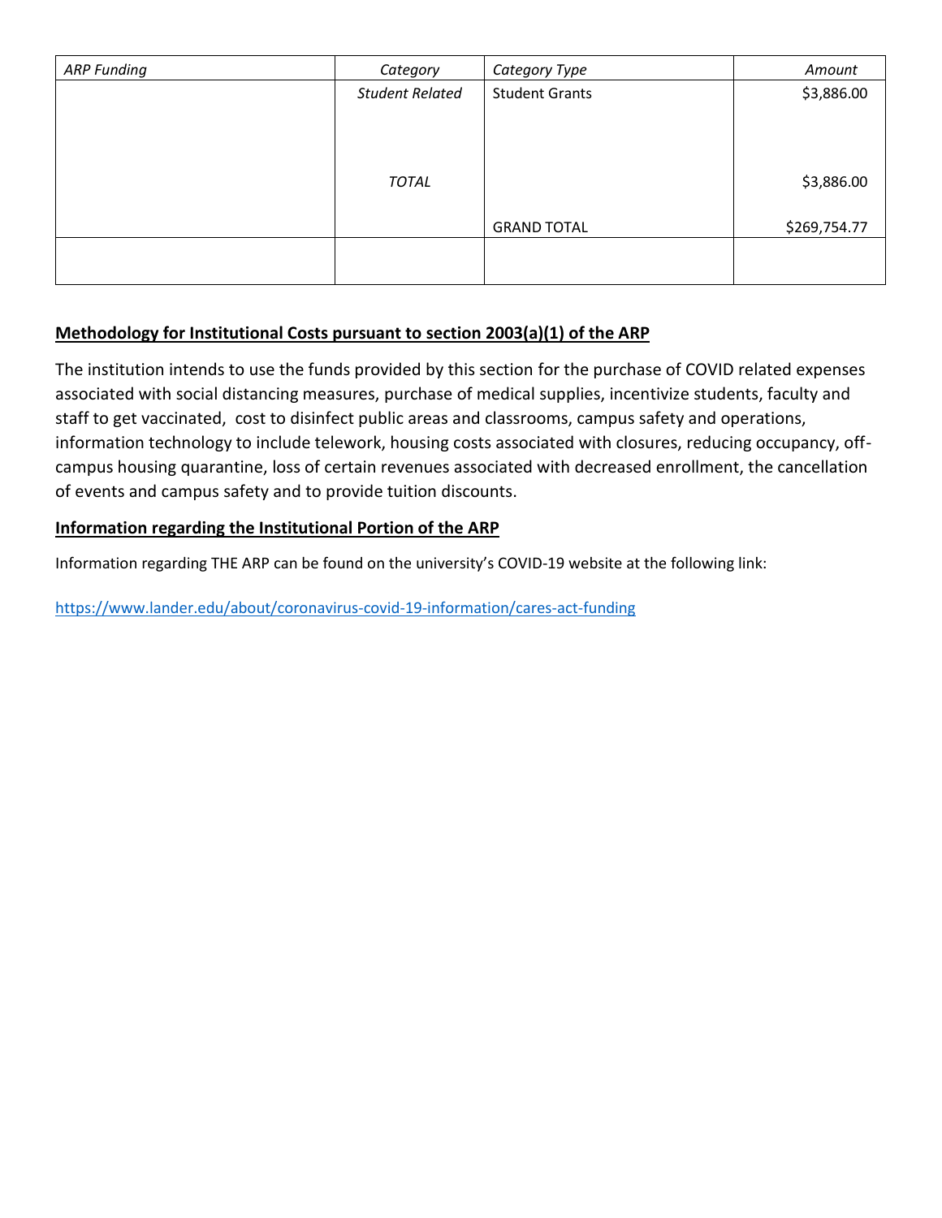| *ARP Funding* | *Category* | *Category Type* | *Amount* |
|---|---|---|---|
| | *Student Related* | Student Grants | $3,886.00 |
| | *TOTAL* | | $3,886.00 |
| | | GRAND TOTAL | $269,754.77 |
| | | | |

**Methodology for Institutional Costs pursuant to section 2003(a)(1) of the ARP**

The institution intends to use the funds provided by this section for the purchase of COVID related expenses associated with social distancing measures, purchase of medical supplies, incentivize students, faculty and staff to get vaccinated, cost to disinfect public areas and classrooms, campus safety and operations, information technology to include telework, housing costs associated with closures, reducing occupancy, off-campus housing quarantine, loss of certain revenues associated with decreased enrollment, the cancellation of events and campus safety and to provide tuition discounts.

**Information regarding the Institutional Portion of the ARP**

Information regarding THE ARP can be found on the university's COVID-19 website at the following link:

https://www.lander.edu/about/coronavirus-covid-19-information/cares-act-funding